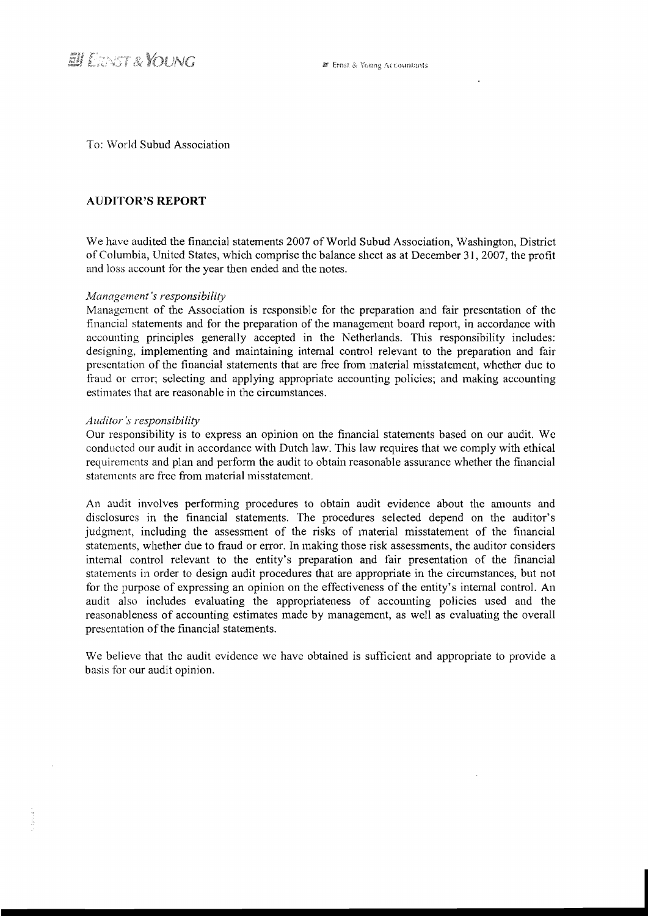To: World Subud Association

## AUDITOR'S REPORT

We have audited the financial statements 2007 of World Subud Association, Washington, District of Columbia, United States, which comprise the balance sheet as at December 31, 2007, the profit and loss account for the year then ended and the notes.

*Management's responsibility*
Management of the Association is responsible for the preparation and fair presentation of the financial statements and for the preparation of the management board report, in accordance with accounting principles generally accepted in the Netherlands. This responsibility includes: designing, implementing and maintaining internal control relevant to the preparation and fair presentation of the financial statements that are free from material misstatement, whether due to fraud or error; selecting and applying appropriate accounting policies; and making accounting estimates that are reasonable in the circumstances.

*Auditor's responsibility*
Our responsibility is to express an opinion on the financial statements based on our audit. We conducted our audit in accordance with Dutch law. This law requires that we comply with ethical requirements and plan and perform the audit to obtain reasonable assurance whether the financial statements are free from material misstatement.

An audit involves performing procedures to obtain audit evidence about the amounts and disclosures in the financial statements. The procedures selected depend on the auditor's judgment, including the assessment of the risks of material misstatement of the financial statements, whether due to fraud or error. In making those risk assessments, the auditor considers internal control relevant to the entity's preparation and fair presentation of the financial statements in order to design audit procedures that are appropriate in the circumstances, but not for the purpose of expressing an opinion on the effectiveness of the entity's internal control. An audit also includes evaluating the appropriateness of accounting policies used and the reasonableness of accounting estimates made by management, as well as evaluating the overall presentation of the financial statements.

We believe that the audit evidence we have obtained is sufficient and appropriate to provide a basis for our audit opinion.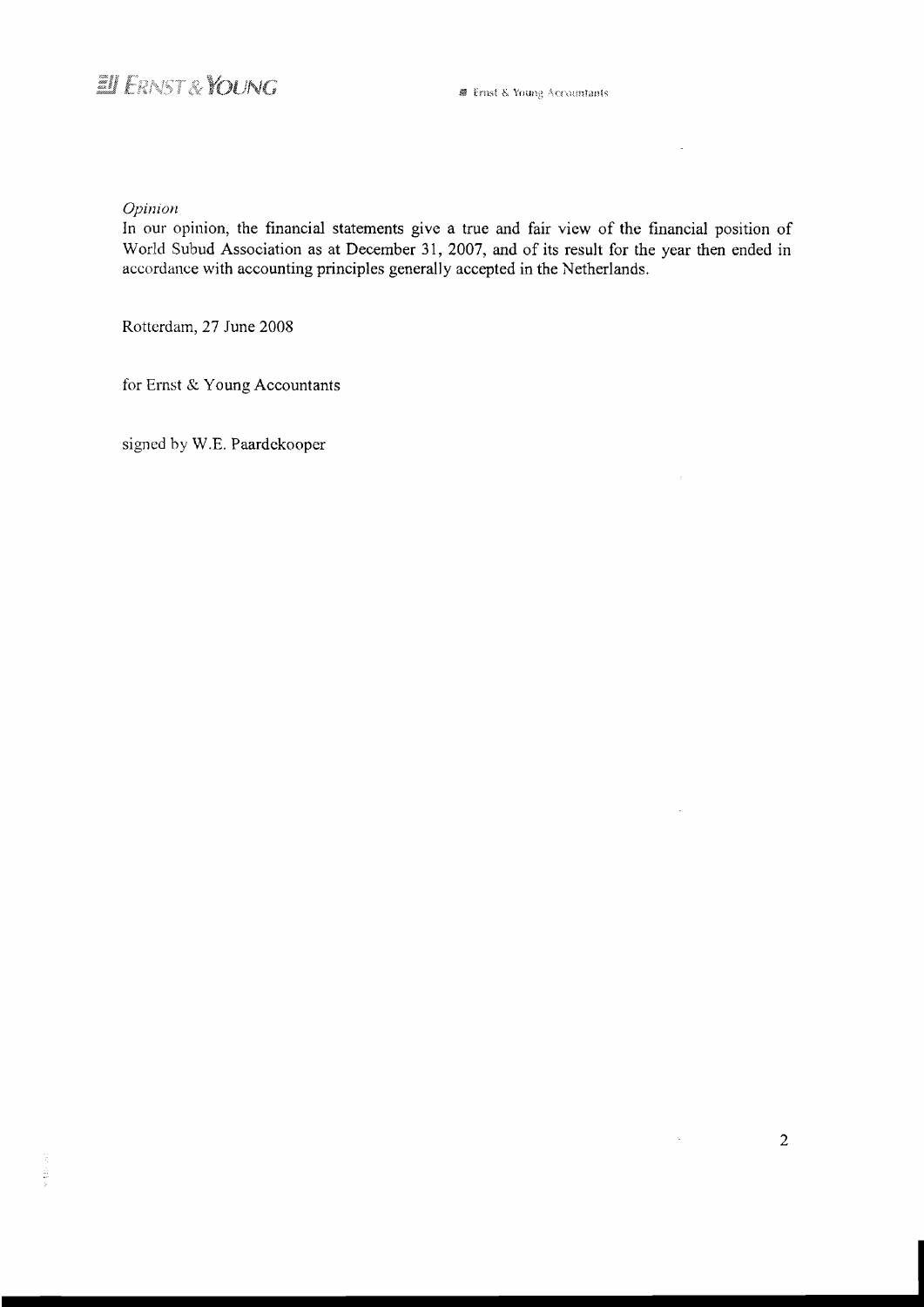*Opinion*

In our opinion, the financial statements give a true and fair view of the financial position of World Subud Association as at December 31, 2007, and of its result for the year then ended in accordance with accounting principles generally accepted in the Netherlands.

Rotterdam, 27 June 2008

for Ernst & Young Accountants

signed by W.E. Paardekooper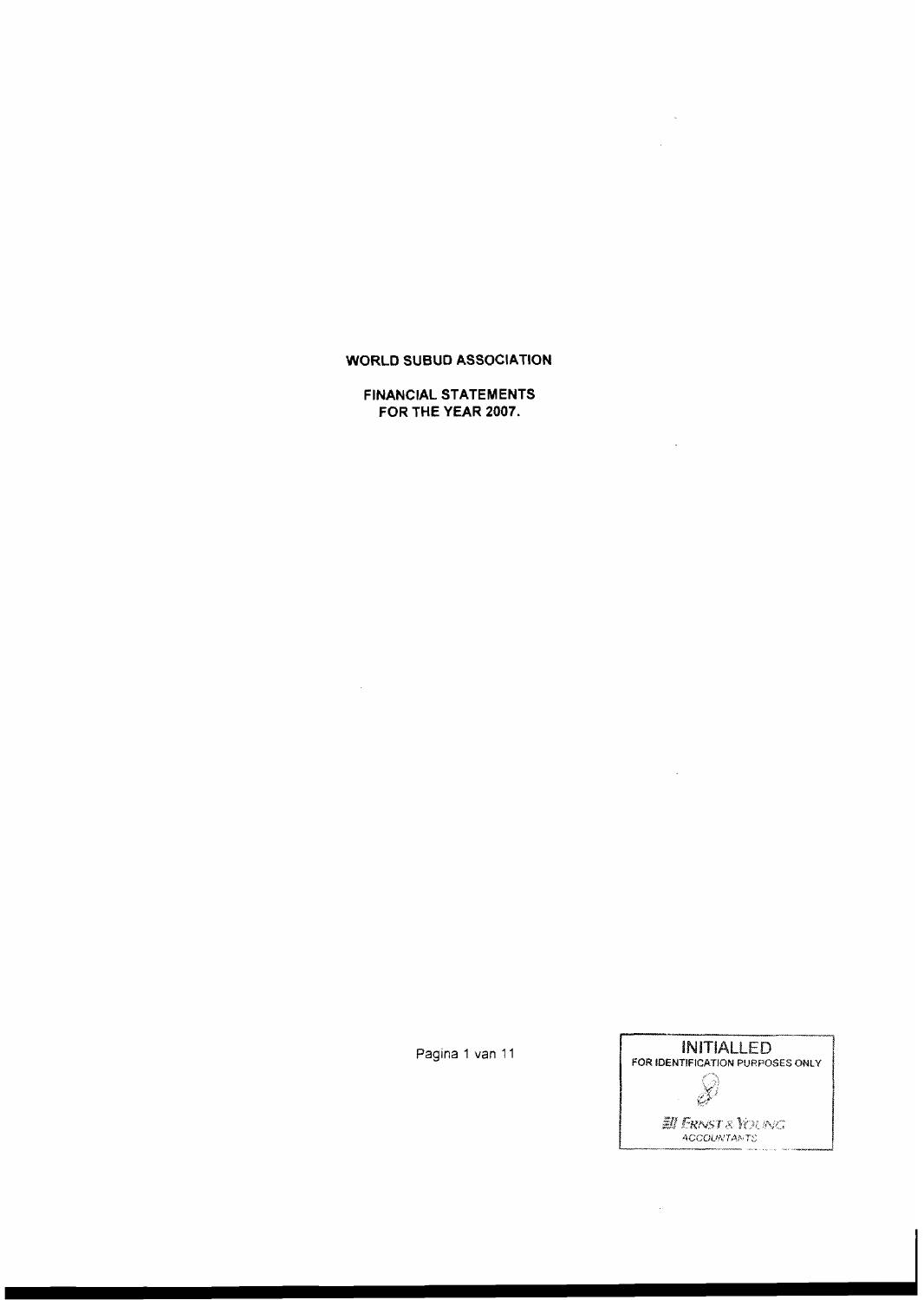**WORLD SUBUD ASSOCIATION**

**FINANCIAL STATEMENTS**
**FOR THE YEAR 2007.**

INITIALLED
FOR IDENTIFICATION PURPOSES ONLY

ERNST & YOUNG
ACCOUNTANTS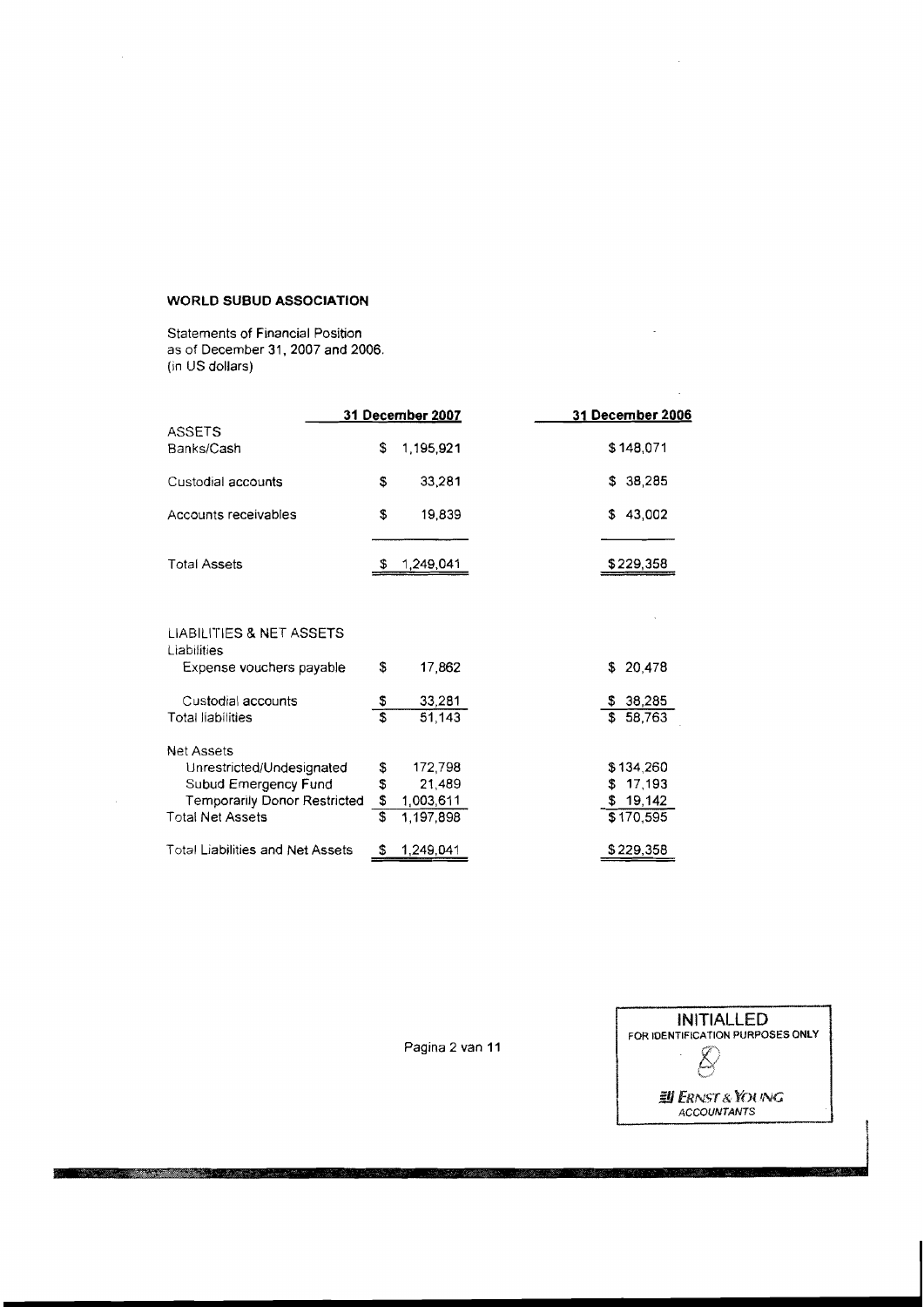**WORLD SUBUD ASSOCIATION**

Statements of Financial Position
as of December 31, 2007 and 2006.
(in US dollars)

| | 31 December 2007 | 31 December 2006 |
|---|---|---|
| ASSETS | | |
| Banks/Cash | $ 1,195,921 | $148,071 |
| Custodial accounts | $ 33,281 | $ 38,285 |
| Accounts receivables | $ 19,839 | $ 43,002 |
| Total Assets | $ 1,249,041 | $229,358 |
| | | |
| LIABILITIES & NET ASSETS | | |
| Liabilities | | |
| Expense vouchers payable | $ 17,862 | $ 20,478 |
| Custodial accounts | $ 33,281 | $ 38,285 |
| Total liabilities | $ 51,143 | $ 58,763 |
| | | |
| Net Assets | | |
| Unrestricted/Undesignated | $ 172,798 | $134,260 |
| Subud Emergency Fund | $ 21,489 | $ 17,193 |
| Temporarily Donor Restricted | $ 1,003,611 | $ 19,142 |
| Total Net Assets | $ 1,197,898 | $170,595 |
| | | |
| Total Liabilities and Net Assets | $ 1,249,041 | $229,358 |

INITIALLED
FOR IDENTIFICATION PURPOSES ONLY
ERNST & YOUNG
ACCOUNTANTS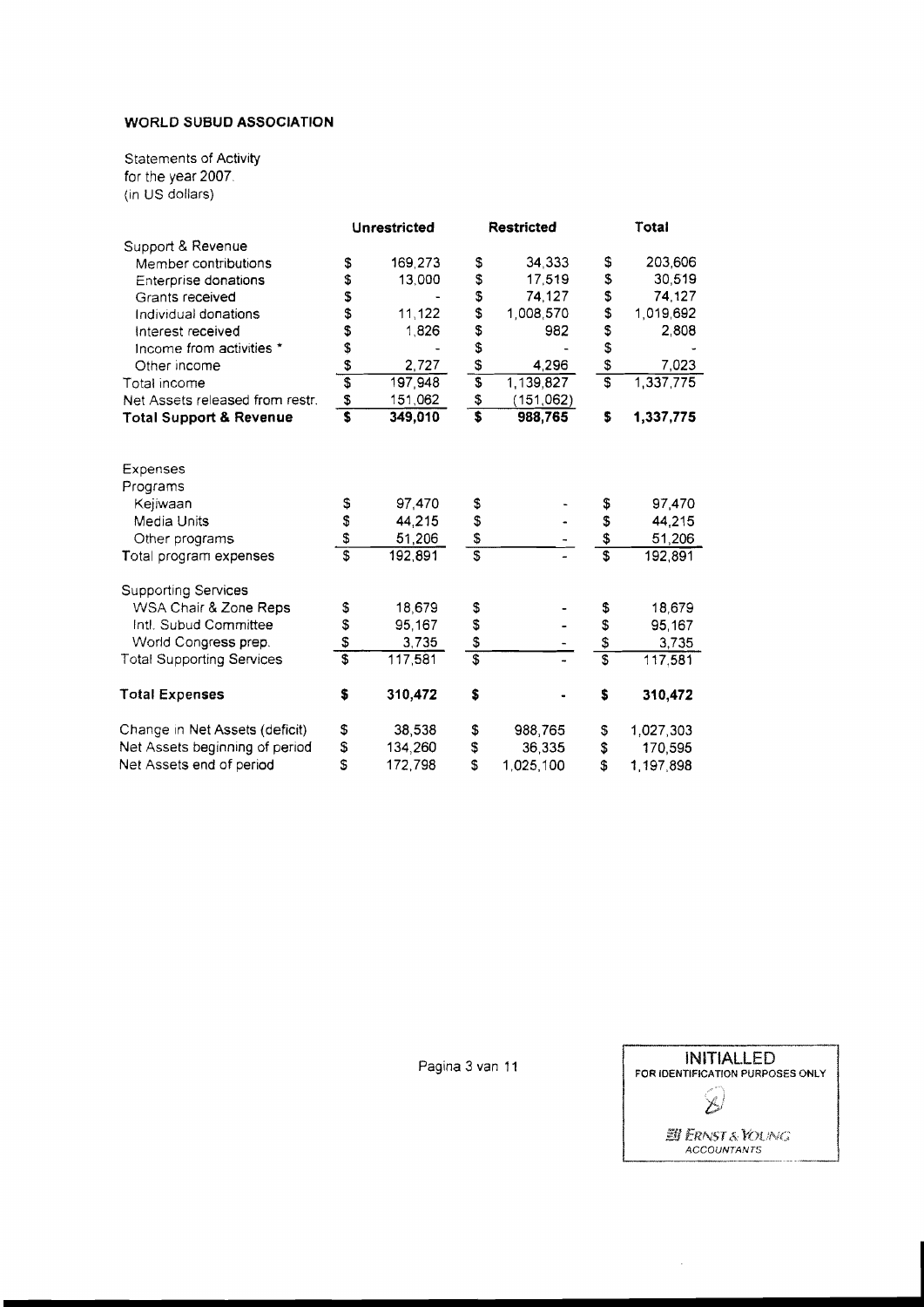**WORLD SUBUD ASSOCIATION**

Statements of Activity
for the year 2007.
(in US dollars)

| | Unrestricted | Restricted | Total |
|---|---|---|---|
| Support & Revenue | | | |
| Member contributions | $ 169,273 | $ 34,333 | $ 203,606 |
| Enterprise donations | $ 13,000 | $ 17,519 | $ 30,519 |
| Grants received | $ - | $ 74,127 | $ 74,127 |
| Individual donations | $ 11,122 | $ 1,008,570 | $ 1,019,692 |
| Interest received | $ 1,826 | $ 982 | $ 2,808 |
| Income from activities * | $ - | $ - | $ - |
| Other income | $ 2,727 | $ 4,296 | $ 7,023 |
| Total income | $ 197,948 | $ 1,139,827 | $ 1,337,775 |
| Net Assets released from restr. | $ 151,062 | $ (151,062) | |
| **Total Support & Revenue** | **$ 349,010** | **$ 988,765** | **$ 1,337,775** |
| | | | |
| Expenses | | | |
| Programs | | | |
| Kejiwaan | $ 97,470 | $ - | $ 97,470 |
| Media Units | $ 44,215 | $ - | $ 44,215 |
| Other programs | $ 51,206 | $ - | $ 51,206 |
| Total program expenses | $ 192,891 | $ - | $ 192,891 |
| | | | |
| Supporting Services | | | |
| WSA Chair & Zone Reps | $ 18,679 | $ - | $ 18,679 |
| Intl. Subud Committee | $ 95,167 | $ - | $ 95,167 |
| World Congress prep. | $ 3,735 | $ - | $ 3,735 |
| Total Supporting Services | $ 117,581 | $ - | $ 117,581 |
| | | | |
| **Total Expenses** | **$ 310,472** | **$ -** | **$ 310,472** |
| | | | |
| Change in Net Assets (deficit) | $ 38,538 | $ 988,765 | $ 1,027,303 |
| Net Assets beginning of period | $ 134,260 | $ 36,335 | $ 170,595 |
| Net Assets end of period | $ 172,798 | $ 1,025,100 | $ 1,197,898 |

INITIALLED
FOR IDENTIFICATION PURPOSES ONLY

ERNST & YOUNG
ACCOUNTANTS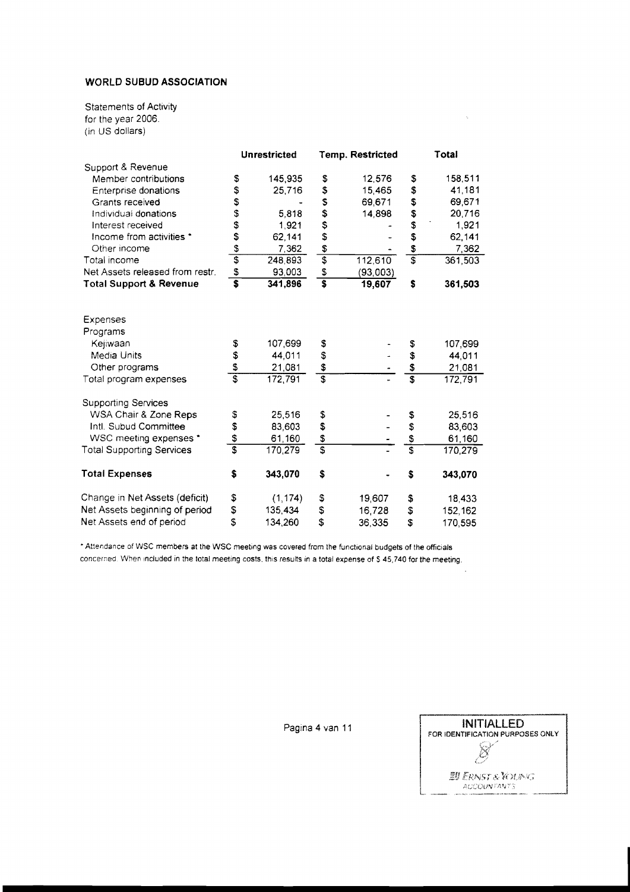**WORLD SUBUD ASSOCIATION**

Statements of Activity
for the year 2006.
(in US dollars)

| | Unrestricted | Temp. Restricted | Total |
|---|---|---|---|
| Support & Revenue | | | |
| Member contributions | $ 145,935 | $ 12,576 | $ 158,511 |
| Enterprise donations | $ 25,716 | $ 15,465 | $ 41,181 |
| Grants received | $ - | $ 69,671 | $ 69,671 |
| Individual donations | $ 5,818 | $ 14,898 | $ 20,716 |
| Interest received | $ 1,921 | $ - | $ 1,921 |
| Income from activities * | $ 62,141 | $ - | $ 62,141 |
| Other income | $ 7,362 | $ - | $ 7,362 |
| Total income | $ 248,893 | $ 112,610 | $ 361,503 |
| Net Assets released from restr. | $ 93,003 | $ (93,003) | |
| **Total Support & Revenue** | **$ 341,896** | **$ 19,607** | **$ 361,503** |
| | | | |
| Expenses | | | |
| Programs | | | |
| Kejiwaan | $ 107,699 | $ - | $ 107,699 |
| Media Units | $ 44,011 | $ - | $ 44,011 |
| Other programs | $ 21,081 | $ - | $ 21,081 |
| Total program expenses | $ 172,791 | $ - | $ 172,791 |
| | | | |
| Supporting Services | | | |
| WSA Chair & Zone Reps | $ 25,516 | $ - | $ 25,516 |
| Intl. Subud Committee | $ 83,603 | $ - | $ 83,603 |
| WSC meeting expenses * | $ 61,160 | $ - | $ 61,160 |
| Total Supporting Services | $ 170,279 | $ - | $ 170,279 |
| | | | |
| **Total Expenses** | **$ 343,070** | **$ -** | **$ 343,070** |
| | | | |
| Change in Net Assets (deficit) | $ (1,174) | $ 19,607 | $ 18,433 |
| Net Assets beginning of period | $ 135,434 | $ 16,728 | $ 152,162 |
| Net Assets end of period | $ 134,260 | $ 36,335 | $ 170,595 |

* Attendance of WSC members at the WSC meeting was covered from the functional budgets of the officials concerned. When included in the total meeting costs, this results in a total expense of $ 45,740 for the meeting.

INITIALLED
FOR IDENTIFICATION PURPOSES ONLY
ERNST & YOUNG
ACCOUNTANTS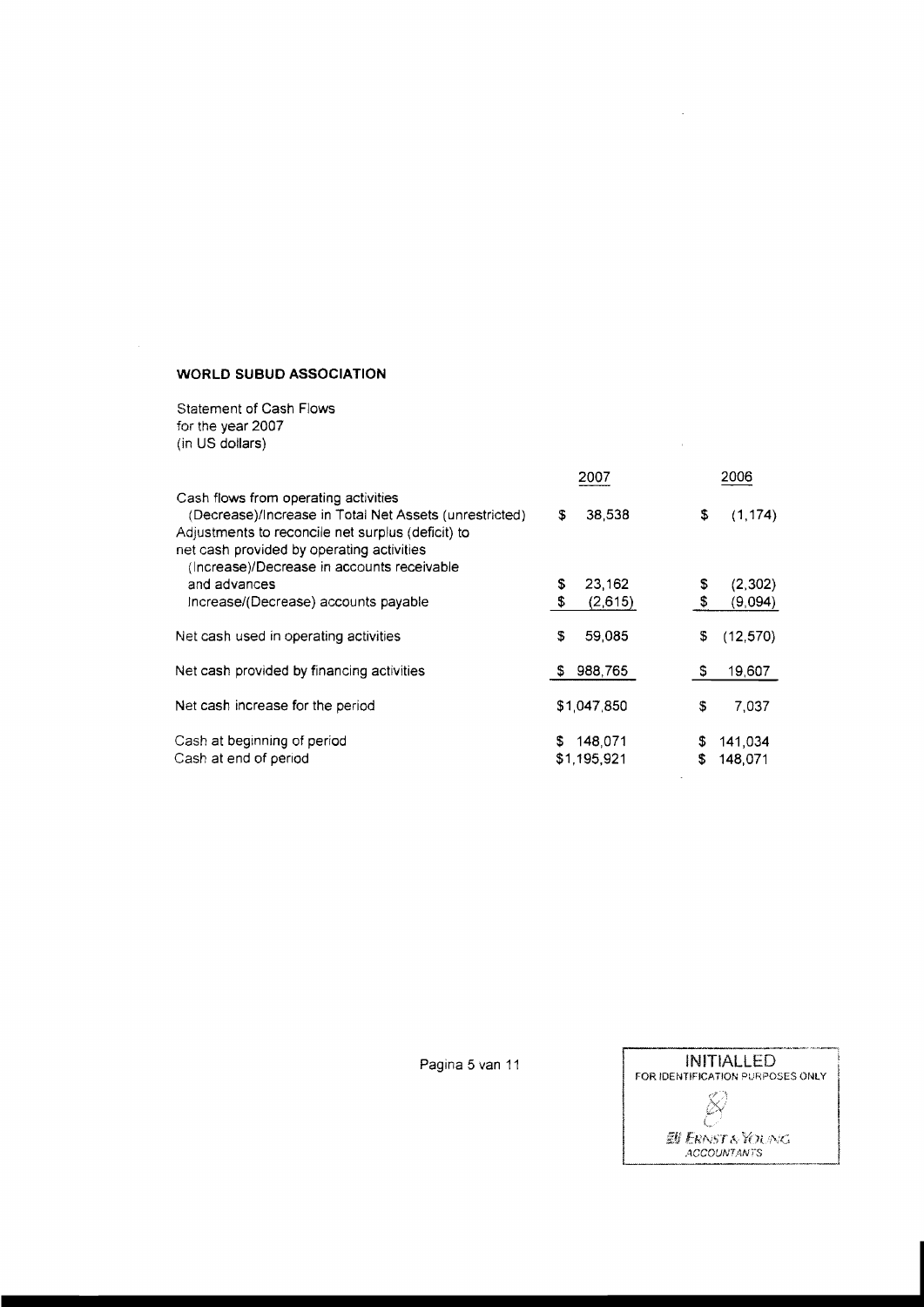**WORLD SUBUD ASSOCIATION**

Statement of Cash Flows
for the year 2007
(in US dollars)

| | 2007 | 2006 |
|---|---|---|
| Cash flows from operating activities | | |
| (Decrease)/Increase in Total Net Assets (unrestricted) | $ 38,538 | $ (1,174) |
| Adjustments to reconcile net surplus (deficit) to net cash provided by operating activities | | |
| (Increase)/Decrease in accounts receivable and advances | $ 23,162 | $ (2,302) |
| Increase/(Decrease) accounts payable | $ (2,615) | $ (9,094) |
| Net cash used in operating activities | $ 59,085 | $ (12,570) |
| Net cash provided by financing activities | $ 988,765 | $ 19,607 |
| Net cash increase for the period | $1,047,850 | $ 7,037 |
| Cash at beginning of period | $ 148,071 | $ 141,034 |
| Cash at end of period | $1,195,921 | $ 148,071 |

INITIALLED
FOR IDENTIFICATION PURPOSES ONLY
ERNST & YOUNG
ACCOUNTANTS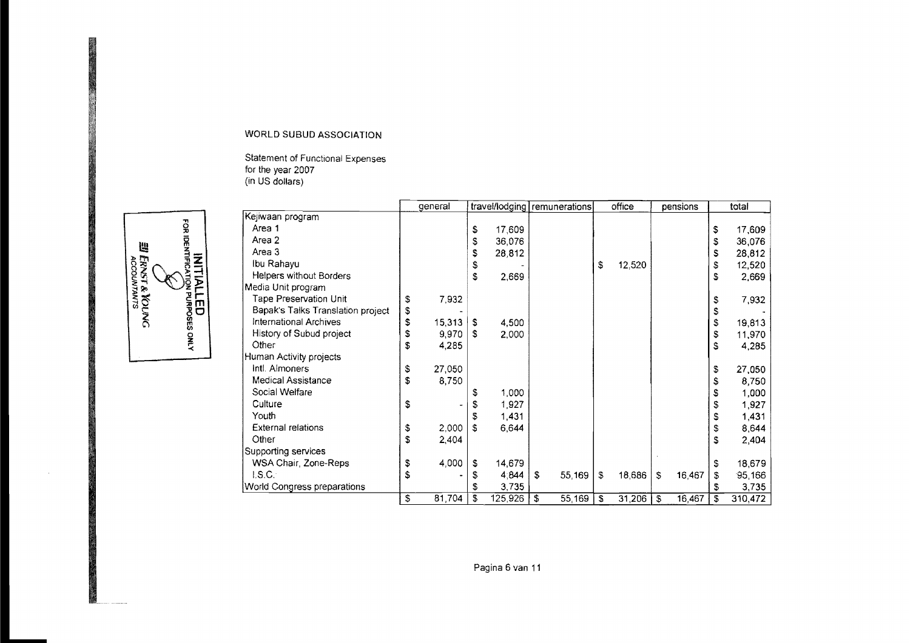WORLD SUBUD ASSOCIATION

Statement of Functional Expenses
for the year 2007
(in US dollars)

INITIALLED
FOR IDENTIFICATION PURPOSES ONLY
ERNST & YOUNG
ACCOUNTANTS

| | general | travel/lodging | remunerations | office | pensions | total |
|---|---|---|---|---|---|---|
| Kejiwaan program | | | | | | |
| Area 1 | | $ 17,609 | | | | $ 17,609 |
| Area 2 | | $ 36,076 | | | | $ 36,076 |
| Area 3 | | $ 28,812 | | | | $ 28,812 |
| Ibu Rahayu | | $ - | | $ 12,520 | | $ 12,520 |
| Helpers without Borders | | $ 2,669 | | | | $ 2,669 |
| Media Unit program | | | | | | |
| Tape Preservation Unit | $ 7,932 | | | | | $ 7,932 |
| Bapak's Talks Translation project | $ - | | | | | $ - |
| International Archives | $ 15,313 | $ 4,500 | | | | $ 19,813 |
| History of Subud project | $ 9,970 | $ 2,000 | | | | $ 11,970 |
| Other | $ 4,285 | | | | | $ 4,285 |
| Human Activity projects | | | | | | |
| Intl. Almoners | $ 27,050 | | | | | $ 27,050 |
| Medical Assistance | $ 8,750 | | | | | $ 8,750 |
| Social Welfare | | $ 1,000 | | | | $ 1,000 |
| Culture | $ - | $ 1,927 | | | | $ 1,927 |
| Youth | | $ 1,431 | | | | $ 1,431 |
| External relations | $ 2,000 | $ 6,644 | | | | $ 8,644 |
| Other | $ 2,404 | | | | | $ 2,404 |
| Supporting services | | | | | | |
| WSA Chair, Zone-Reps | $ 4,000 | $ 14,679 | | | | $ 18,679 |
| I.S.C. | $ - | $ 4,844 | $ 55,169 | $ 18,686 | $ 16,467 | $ 95,166 |
| World Congress preparations | | $ 3,735 | | | | $ 3,735 |
| | $ 81,704 | $ 125,926 | $ 55,169 | $ 31,206 | $ 16,467 | $ 310,472 |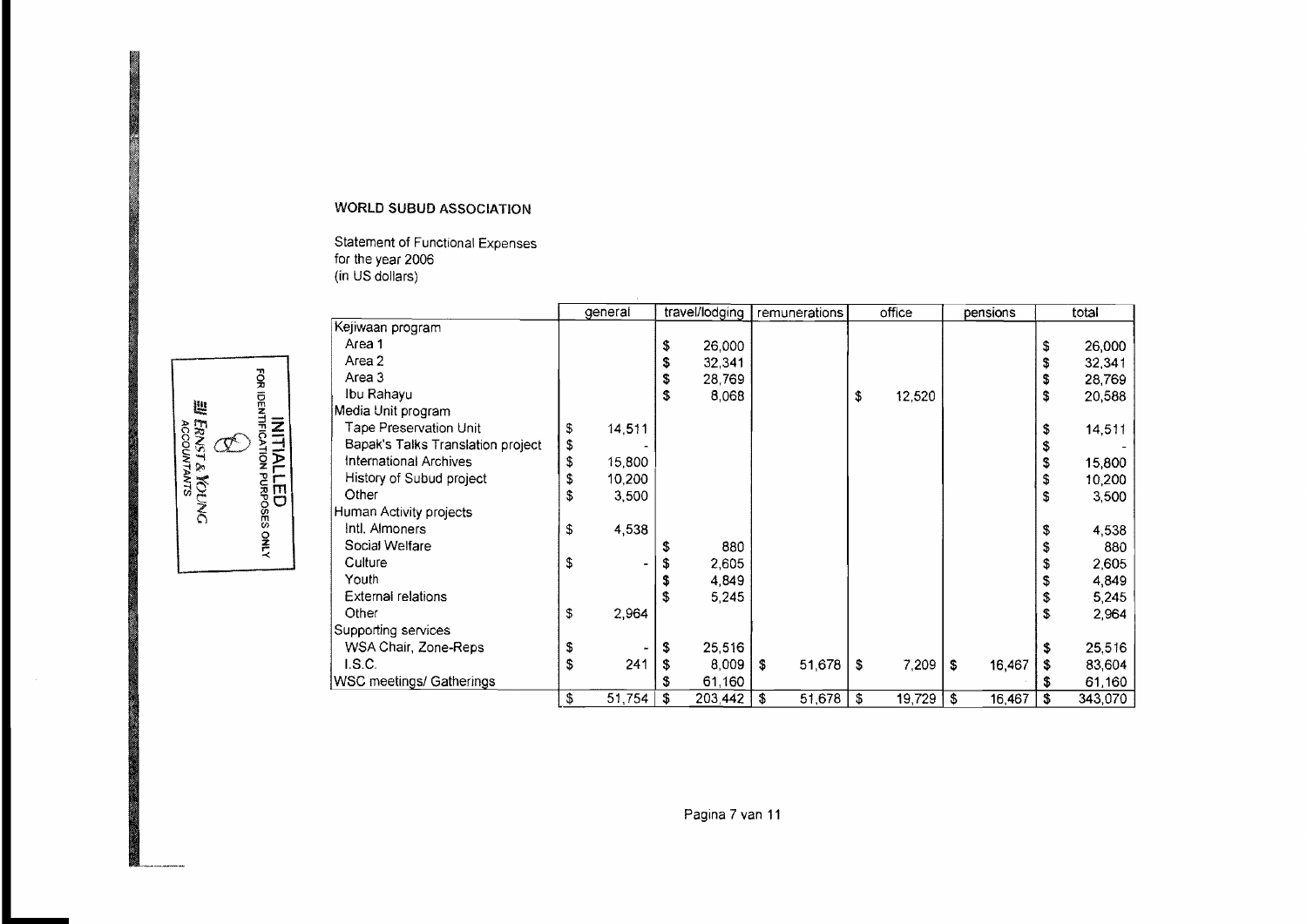**WORLD SUBUD ASSOCIATION**

Statement of Functional Expenses
for the year 2006
(in US dollars)

| | general | travel/lodging | remunerations | office | pensions | total |
|---|---|---|---|---|---|---|
| Kejiwaan program | | | | | | |
| Area 1 | | $ 26,000 | | | | $ 26,000 |
| Area 2 | | $ 32,341 | | | | $ 32,341 |
| Area 3 | | $ 28,769 | | | | $ 28,769 |
| Ibu Rahayu | | $ 8,068 | | $ 12,520 | | $ 20,588 |
| Media Unit program | | | | | | |
| Tape Preservation Unit | $ 14,511 | | | | | $ 14,511 |
| Bapak's Talks Translation project | $ - | | | | | $ - |
| International Archives | $ 15,800 | | | | | $ 15,800 |
| History of Subud project | $ 10,200 | | | | | $ 10,200 |
| Other | $ 3,500 | | | | | $ 3,500 |
| Human Activity projects | | | | | | |
| Intl. Almoners | $ 4,538 | | | | | $ 4,538 |
| Social Welfare | | $ 880 | | | | $ 880 |
| Culture | $ - | $ 2,605 | | | | $ 2,605 |
| Youth | | $ 4,849 | | | | $ 4,849 |
| External relations | | $ 5,245 | | | | $ 5,245 |
| Other | $ 2,964 | | | | | $ 2,964 |
| Supporting services | | | | | | |
| WSA Chair, Zone-Reps | $ - | $ 25,516 | | | | $ 25,516 |
| I.S.C. | $ 241 | $ 8,009 | $ 51,678 | $ 7,209 | $ 16,467 | $ 83,604 |
| WSC meetings/ Gatherings | | $ 61,160 | | | | $ 61,160 |
| | $ 51,754 | $ 203,442 | $ 51,678 | $ 19,729 | $ 16,467 | $ 343,070 |

INITIALLED
FOR IDENTIFICATION PURPOSES ONLY
ERNST & YOUNG
ACCOUNTANTS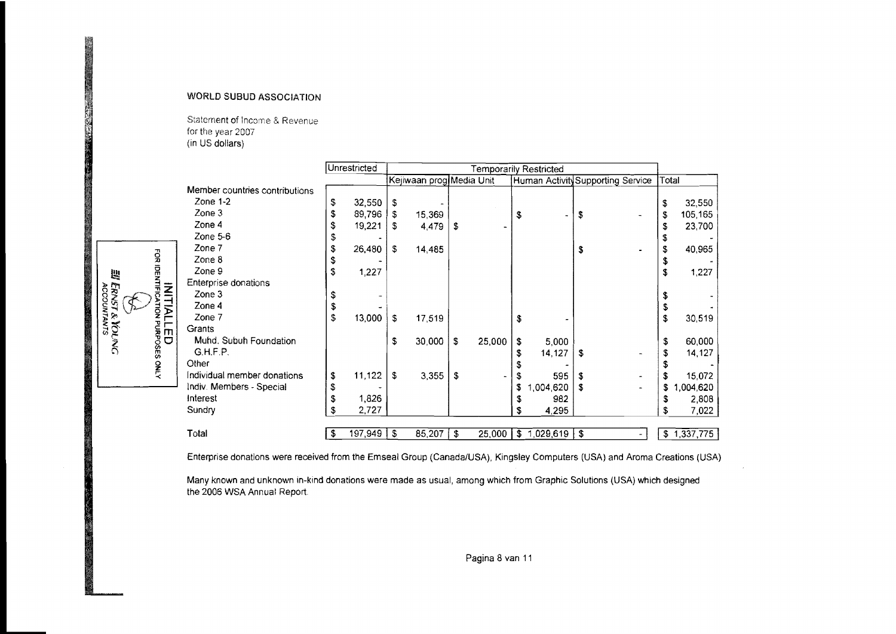**WORLD SUBUD ASSOCIATION**

Statement of Income & Revenue
for the year 2007
(in US dollars)

| | Unrestricted | Temporarily Restricted | | | | Total |
|---|---|---|---|---|---|---|
| | | Kejiwaan prog | Media Unit | Human Activity | Supporting Service | |
| **Member countries contributions** | | | | | | |
| Zone 1-2 | $ 32,550 | $ - | | | | $ 32,550 |
| Zone 3 | $ 89,796 | $ 15,369 | | $ - | $ - | $ 105,165 |
| Zone 4 | $ 19,221 | $ 4,479 | $ - | | | $ 23,700 |
| Zone 5-6 | $ - | | | | | $ - |
| Zone 7 | $ 26,480 | $ 14,485 | | | $ - | $ 40,965 |
| Zone 8 | $ - | | | | | $ - |
| Zone 9 | $ 1,227 | | | | | $ 1,227 |
| **Enterprise donations** | | | | | | |
| Zone 3 | $ - | | | | | $ - |
| Zone 4 | $ - | | | | | $ - |
| Zone 7 | $ 13,000 | $ 17,519 | | $ - | | $ 30,519 |
| **Grants** | | | | | | |
| Muhd. Subuh Foundation | | $ 30,000 | $ 25,000 | $ 5,000 | | $ 60,000 |
| G.H.F.P. | | | | $ 14,127 | $ - | $ 14,127 |
| Other | | | | $ - | | $ - |
| Individual member donations | $ 11,122 | $ 3,355 | $ - | $ 595 | $ - | $ 15,072 |
| Indiv. Members - Special | $ - | | | $ 1,004,620 | $ - | $ 1,004,620 |
| Interest | $ 1,826 | | | $ 982 | | $ 2,808 |
| Sundry | $ 2,727 | | | $ 4,295 | | $ 7,022 |
| **Total** | $ 197,949 | $ 85,207 | $ 25,000 | $ 1,029,619 | $ - | $ 1,337,775 |

Enterprise donations were received from the Emseal Group (Canada/USA), Kingsley Computers (USA) and Aroma Creations (USA)

Many known and unknown in-kind donations were made as usual, among which from Graphic Solutions (USA) which designed the 2006 WSA Annual Report.

INITIALLED
FOR IDENTIFICATION PURPOSES ONLY
ERNST & YOUNG
ACCOUNTANTS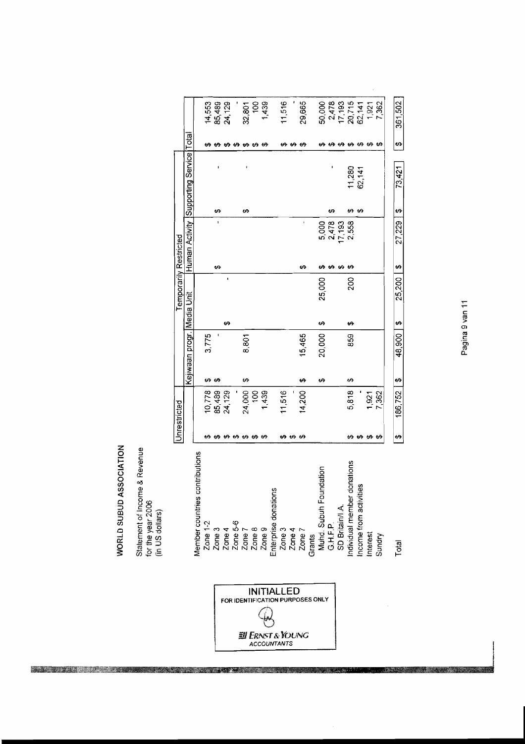# WORLD SUBUD ASSOCIATION

Statement of Income & Revenue
for the year 2006
(in US dollars)

| | Unrestricted | Temporarily Restricted | | | | |
|---|---|---|---|---|---|---|
| | | Kejiwaan progr. | Media Unit | Human Activity | Supporting Service | Total |
| **Member countries contributions** | | | | | | |
| Zone 1-2 | $ 10,778 | $ 3,775 | | | | $ 14,553 |
| Zone 3 | $ 85,489 | $ - | | $ - | $ - | $ 85,489 |
| Zone 4 | $ 24,129 | | $ - | | | $ 24,129 |
| Zone 5-6 | $ - | | | | | $ - |
| Zone 7 | $ 24,000 | $ 8,801 | | | $ - | $ 32,801 |
| Zone 8 | $ 100 | | | | | $ 100 |
| Zone 9 | $ 1,439 | | | | | $ 1,439 |
| **Enterprise donations** | | | | | | |
| Zone 3 | $ 11,516 | | | | | $ 11,516 |
| Zone 4 | $ - | | | | | $ - |
| Zone 7 | $ 14,200 | $ 15,465 | | $ - | | $ 29,665 |
| **Grants** | | | | | | |
| Muhd. Subuh Foundation | | $ 20,000 | $ 25,000 | $ 5,000 | | $ 50,000 |
| G.H.F.P. | | | | $ 2,478 | $ - | $ 2,478 |
| SD Britain/I.A. | | | | $ 17,193 | | $ 17,193 |
| Individual member donations | $ 5,818 | $ 859 | $ 200 | $ 2,558 | $ 11,280 | $ 20,715 |
| Income from activities | $ - | | | | $ 62,141 | $ 62,141 |
| Interest | $ 1,921 | | | | | $ 1,921 |
| Sundry | $ 7,362 | | | | | $ 7,362 |
| **Total** | $ 186,752 | $ 48,900 | $ 25,200 | $ 27,229 | $ 73,421 | $ 361,502 |

INITIALLED
FOR IDENTIFICATION PURPOSES ONLY
ERNST & YOUNG
ACCOUNTANTS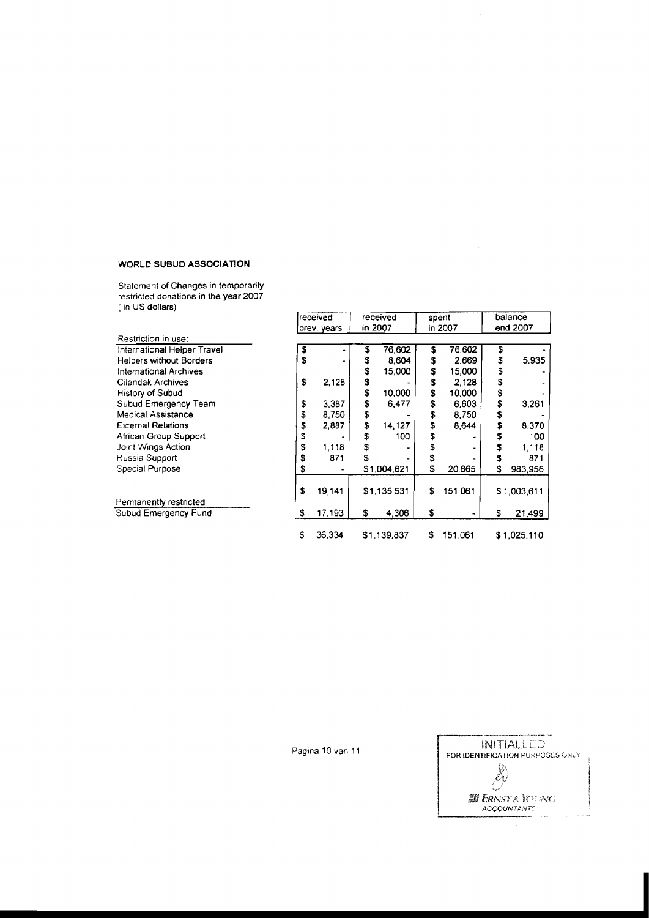**WORLD SUBUD ASSOCIATION**

Statement of Changes in temporarily restricted donations in the year 2007
( in US dollars)

| | received prev. years | received in 2007 | spent in 2007 | balance end 2007 |
|---|---|---|---|---|
| Restriction in use: | | | | |
| International Helper Travel | $ - | $ 76,602 | $ 76,602 | $ - |
| Helpers without Borders | $ - | $ 8,604 | $ 2,669 | $ 5,935 |
| International Archives | | $ 15,000 | $ 15,000 | $ - |
| Cilandak Archives | $ 2,128 | $ - | $ 2,128 | $ - |
| History of Subud | | $ 10,000 | $ 10,000 | $ - |
| Subud Emergency Team | $ 3,387 | $ 6,477 | $ 6,603 | $ 3,261 |
| Medical Assistance | $ 8,750 | $ - | $ 8,750 | $ - |
| External Relations | $ 2,887 | $ 14,127 | $ 8,644 | $ 8,370 |
| African Group Support | $ - | $ 100 | $ - | $ 100 |
| Joint Wings Action | $ 1,118 | $ - | $ - | $ 1,118 |
| Russia Support | $ 871 | $ - | $ - | $ 871 |
| Special Purpose | $ - | $1,004,621 | $ 20,665 | $ 983,956 |
| | $ 19,141 | $1,135,531 | $ 151,061 | $1,003,611 |
| Permanently restricted | | | | |
| Subud Emergency Fund | $ 17,193 | $ 4,306 | $ - | $ 21,499 |
| | $ 36,334 | $1,139,837 | $ 151,061 | $1,025,110 |

INITIALLED FOR IDENTIFICATION PURPOSES ONLY
ERNST & YOUNG ACCOUNTANTS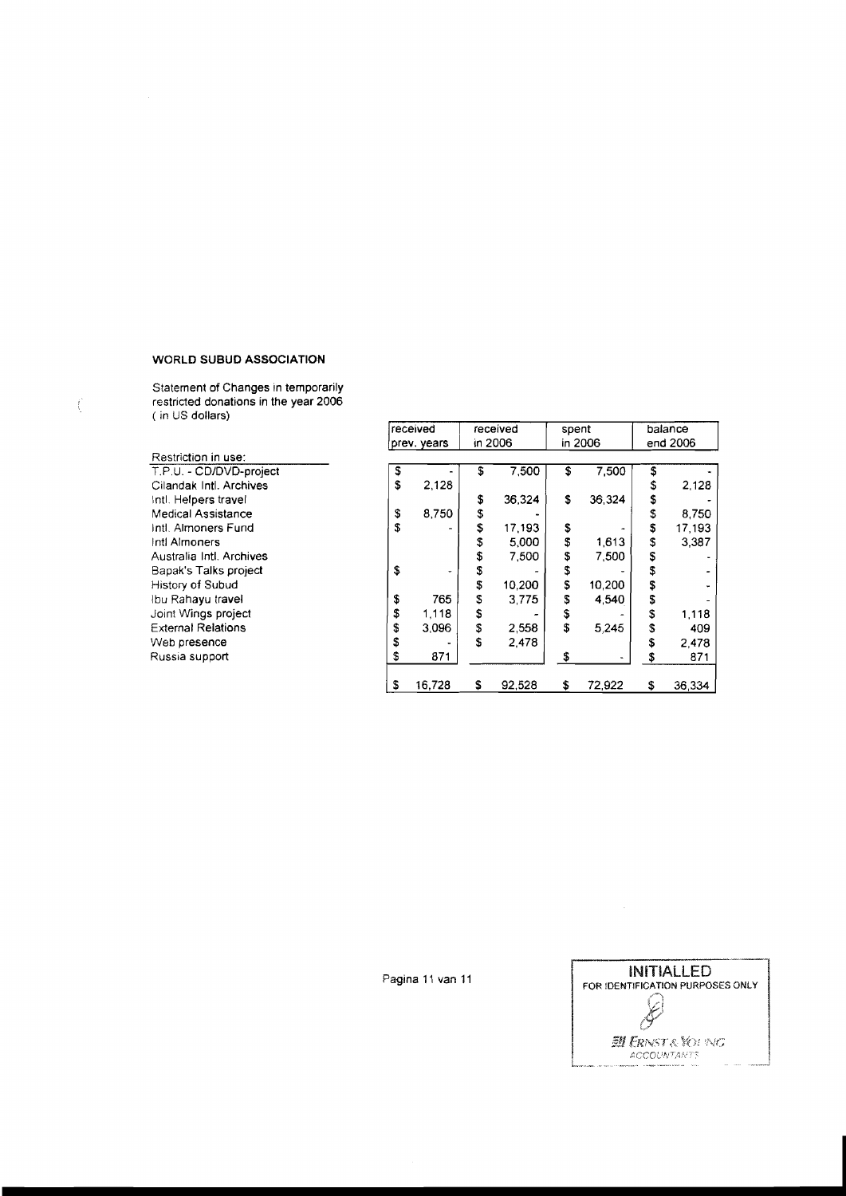**WORLD SUBUD ASSOCIATION**

Statement of Changes in temporarily restricted donations in the year 2006
( in US dollars)

| Restriction in use: | received prev. years | received in 2006 | spent in 2006 | balance end 2006 |
|---|---|---|---|---|
| T.P.U. - CD/DVD-project | $ - | $ 7,500 | $ 7,500 | $ - |
| Cilandak Intl. Archives | $ 2,128 | | | $ 2,128 |
| Intl. Helpers travel | | $ 36,324 | $ 36,324 | $ - |
| Medical Assistance | $ 8,750 | $ - | | $ 8,750 |
| Intl. Almoners Fund | $ - | $ 17,193 | $ - | $ 17,193 |
| Intl Almoners | | $ 5,000 | $ 1,613 | $ 3,387 |
| Australia Intl. Archives | | $ 7,500 | $ 7,500 | $ - |
| Bapak's Talks project | $ - | $ - | $ - | $ - |
| History of Subud | | $ 10,200 | $ 10,200 | $ - |
| Ibu Rahayu travel | $ 765 | $ 3,775 | $ 4,540 | $ - |
| Joint Wings project | $ 1,118 | $ - | $ - | $ 1,118 |
| External Relations | $ 3,096 | $ 2,558 | $ 5,245 | $ 409 |
| Web presence | $ - | $ 2,478 | | $ 2,478 |
| Russia support | $ 871 | | $ - | $ 871 |
| | $ 16,728 | $ 92,528 | $ 72,922 | $ 36,334 |

INITIALLED
FOR IDENTIFICATION PURPOSES ONLY
ERNST & YOUNG
ACCOUNTANTS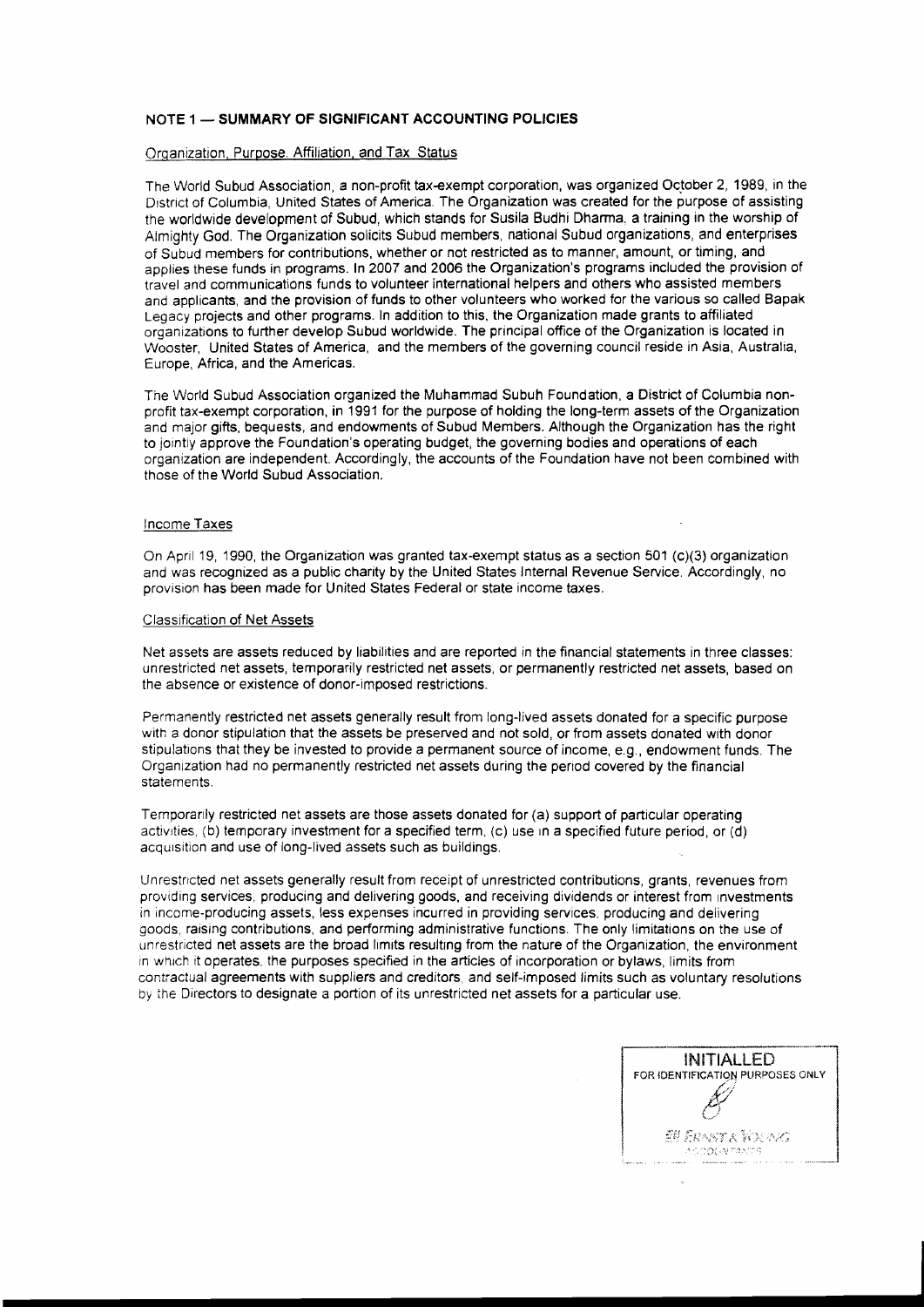## NOTE 1 — SUMMARY OF SIGNIFICANT ACCOUNTING POLICIES

### Organization, Purpose, Affiliation, and Tax Status

The World Subud Association, a non-profit tax-exempt corporation, was organized October 2, 1989, in the District of Columbia, United States of America. The Organization was created for the purpose of assisting the worldwide development of Subud, which stands for Susila Budhi Dharma, a training in the worship of Almighty God. The Organization solicits Subud members, national Subud organizations, and enterprises of Subud members for contributions, whether or not restricted as to manner, amount, or timing, and applies these funds in programs. In 2007 and 2006 the Organization's programs included the provision of travel and communications funds to volunteer international helpers and others who assisted members and applicants, and the provision of funds to other volunteers who worked for the various so called Bapak Legacy projects and other programs. In addition to this, the Organization made grants to affiliated organizations to further develop Subud worldwide. The principal office of the Organization is located in Wooster, United States of America, and the members of the governing council reside in Asia, Australia, Europe, Africa, and the Americas.

The World Subud Association organized the Muhammad Subuh Foundation, a District of Columbia non-profit tax-exempt corporation, in 1991 for the purpose of holding the long-term assets of the Organization and major gifts, bequests, and endowments of Subud Members. Although the Organization has the right to jointly approve the Foundation's operating budget, the governing bodies and operations of each organization are independent. Accordingly, the accounts of the Foundation have not been combined with those of the World Subud Association.

### Income Taxes

On April 19, 1990, the Organization was granted tax-exempt status as a section 501 (c)(3) organization and was recognized as a public charity by the United States Internal Revenue Service. Accordingly, no provision has been made for United States Federal or state income taxes.

### Classification of Net Assets

Net assets are assets reduced by liabilities and are reported in the financial statements in three classes: unrestricted net assets, temporarily restricted net assets, or permanently restricted net assets, based on the absence or existence of donor-imposed restrictions.

Permanently restricted net assets generally result from long-lived assets donated for a specific purpose with a donor stipulation that the assets be preserved and not sold, or from assets donated with donor stipulations that they be invested to provide a permanent source of income, e.g., endowment funds. The Organization had no permanently restricted net assets during the period covered by the financial statements.

Temporarily restricted net assets are those assets donated for (a) support of particular operating activities, (b) temporary investment for a specified term, (c) use in a specified future period, or (d) acquisition and use of long-lived assets such as buildings.

Unrestricted net assets generally result from receipt of unrestricted contributions, grants, revenues from providing services, producing and delivering goods, and receiving dividends or interest from investments in income-producing assets, less expenses incurred in providing services, producing and delivering goods, raising contributions, and performing administrative functions. The only limitations on the use of unrestricted net assets are the broad limits resulting from the nature of the Organization, the environment in which it operates, the purposes specified in the articles of incorporation or bylaws, limits from contractual agreements with suppliers and creditors, and self-imposed limits such as voluntary resolutions by the Directors to designate a portion of its unrestricted net assets for a particular use.

INITIALLED
FOR IDENTIFICATION PURPOSES ONLY
ERNST & YOUNG
ACCOUNTANTS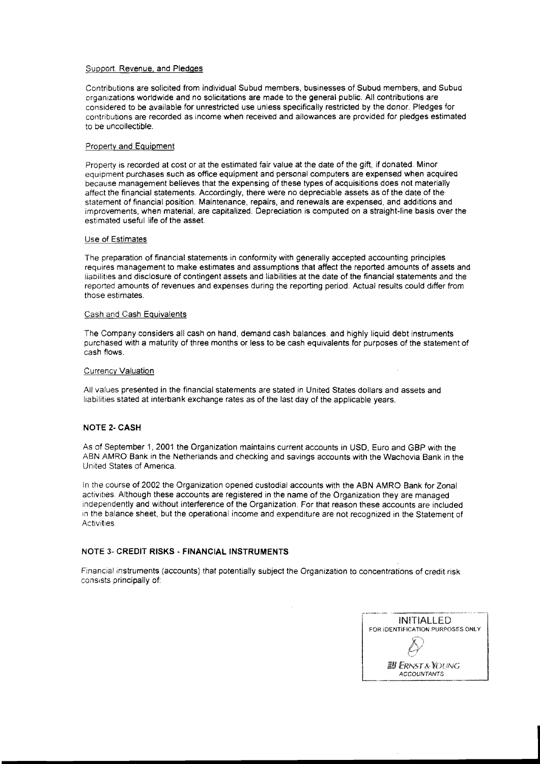Support Revenue, and Pledges

Contributions are solicited from individual Subud members, businesses of Subud members, and Subud organizations worldwide and no solicitations are made to the general public. All contributions are considered to be available for unrestricted use unless specifically restricted by the donor. Pledges for contributions are recorded as income when received and allowances are provided for pledges estimated to be uncollectible.

Property and Equipment

Property is recorded at cost or at the estimated fair value at the date of the gift, if donated. Minor equipment purchases such as office equipment and personal computers are expensed when acquired because management believes that the expensing of these types of acquisitions does not materially affect the financial statements. Accordingly, there were no depreciable assets as of the date of the statement of financial position. Maintenance, repairs, and renewals are expensed, and additions and improvements, when material, are capitalized. Depreciation is computed on a straight-line basis over the estimated useful life of the asset.

Use of Estimates

The preparation of financial statements in conformity with generally accepted accounting principles requires management to make estimates and assumptions that affect the reported amounts of assets and liabilities and disclosure of contingent assets and liabilities at the date of the financial statements and the reported amounts of revenues and expenses during the reporting period. Actual results could differ from those estimates.

Cash and Cash Equivalents

The Company considers all cash on hand, demand cash balances, and highly liquid debt instruments purchased with a maturity of three months or less to be cash equivalents for purposes of the statement of cash flows.

Currency Valuation

All values presented in the financial statements are stated in United States dollars and assets and liabilities stated at interbank exchange rates as of the last day of the applicable years.

**NOTE 2- CASH**

As of September 1, 2001 the Organization maintains current accounts in USD, Euro and GBP with the ABN AMRO Bank in the Netherlands and checking and savings accounts with the Wachovia Bank in the United States of America.

In the course of 2002 the Organization opened custodial accounts with the ABN AMRO Bank for Zonal activities. Although these accounts are registered in the name of the Organization they are managed independently and without interference of the Organization. For that reason these accounts are included in the balance sheet, but the operational income and expenditure are not recognized in the Statement of Activities.

**NOTE 3- CREDIT RISKS - FINANCIAL INSTRUMENTS**

Financial instruments (accounts) that potentially subject the Organization to concentrations of credit risk consists principally of:

INITIALLED
FOR IDENTIFICATION PURPOSES ONLY

ERNST & YOUNG
ACCOUNTANTS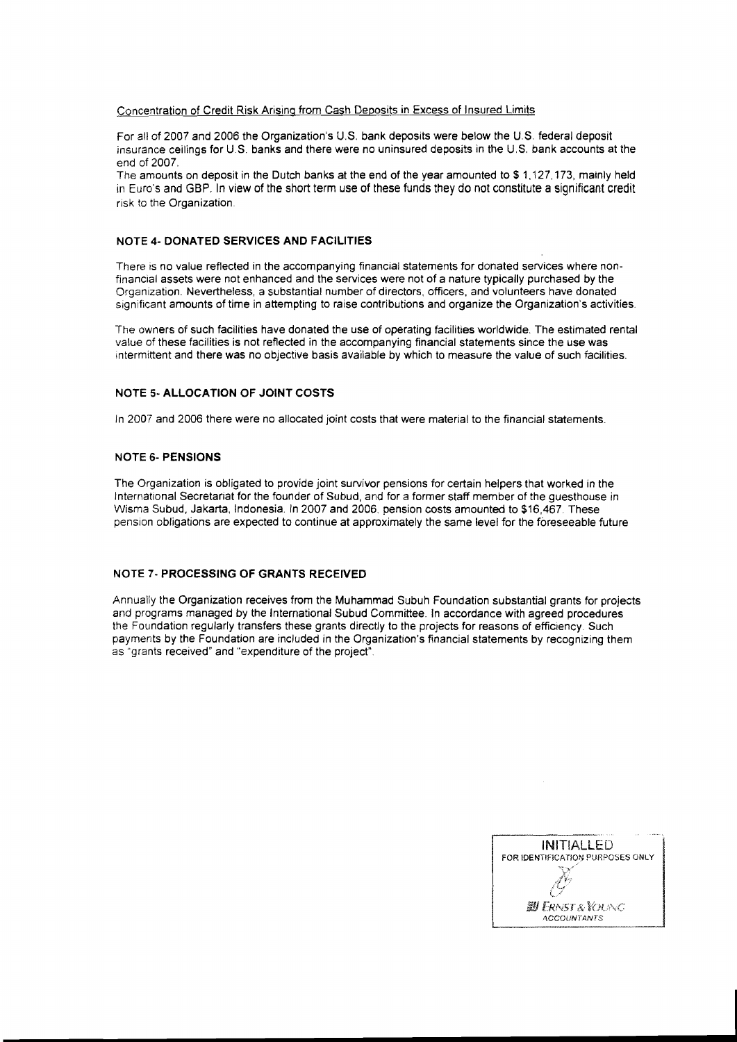Concentration of Credit Risk Arising from Cash Deposits in Excess of Insured Limits

For all of 2007 and 2006 the Organization's U.S. bank deposits were below the U.S. federal deposit insurance ceilings for U.S. banks and there were no uninsured deposits in the U.S. bank accounts at the end of 2007.
The amounts on deposit in the Dutch banks at the end of the year amounted to $ 1,127,173, mainly held in Euro's and GBP. In view of the short term use of these funds they do not constitute a significant credit risk to the Organization.

**NOTE 4- DONATED SERVICES AND FACILITIES**

There is no value reflected in the accompanying financial statements for donated services where non-financial assets were not enhanced and the services were not of a nature typically purchased by the Organization. Nevertheless, a substantial number of directors, officers, and volunteers have donated significant amounts of time in attempting to raise contributions and organize the Organization's activities.

The owners of such facilities have donated the use of operating facilities worldwide. The estimated rental value of these facilities is not reflected in the accompanying financial statements since the use was intermittent and there was no objective basis available by which to measure the value of such facilities.

**NOTE 5- ALLOCATION OF JOINT COSTS**

In 2007 and 2006 there were no allocated joint costs that were material to the financial statements.

**NOTE 6- PENSIONS**

The Organization is obligated to provide joint survivor pensions for certain helpers that worked in the International Secretariat for the founder of Subud, and for a former staff member of the guesthouse in Wisma Subud, Jakarta, Indonesia. In 2007 and 2006, pension costs amounted to $16,467. These pension obligations are expected to continue at approximately the same level for the foreseeable future

**NOTE 7- PROCESSING OF GRANTS RECEIVED**

Annually the Organization receives from the Muhammad Subuh Foundation substantial grants for projects and programs managed by the International Subud Committee. In accordance with agreed procedures the Foundation regularly transfers these grants directly to the projects for reasons of efficiency. Such payments by the Foundation are included in the Organization's financial statements by recognizing them as "grants received" and "expenditure of the project".

INITIALLED
FOR IDENTIFICATION PURPOSES ONLY
ERNST & YOUNG
ACCOUNTANTS